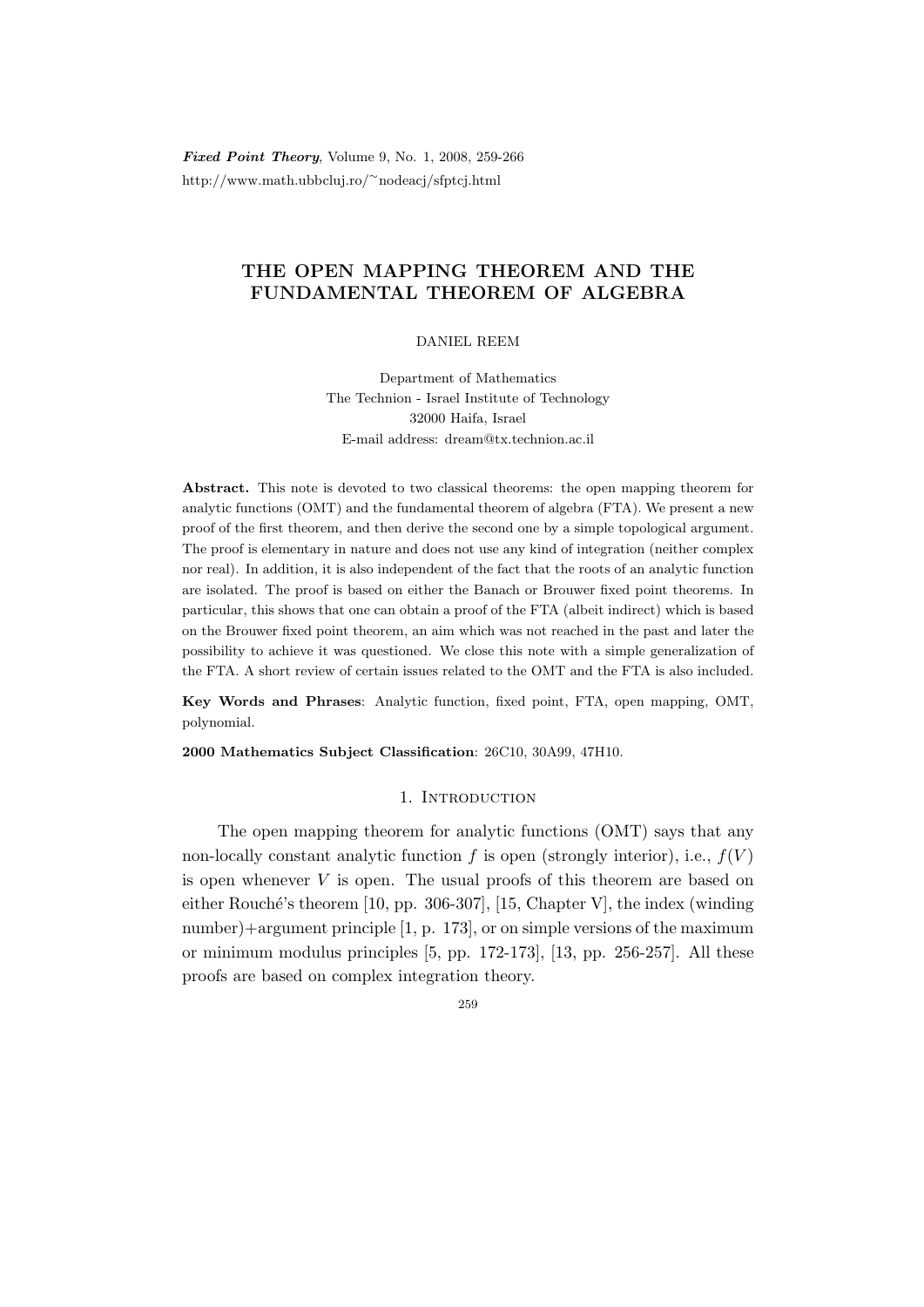# THE OPEN MAPPING THEOREM AND THE FUNDAMENTAL THEOREM OF ALGEBRA

DANIEL REEM

Department of Mathematics
The Technion - Israel Institute of Technology
32000 Haifa, Israel
E-mail address: dream@tx.technion.ac.il

**Abstract.** This note is devoted to two classical theorems: the open mapping theorem for analytic functions (OMT) and the fundamental theorem of algebra (FTA). We present a new proof of the first theorem, and then derive the second one by a simple topological argument. The proof is elementary in nature and does not use any kind of integration (neither complex nor real). In addition, it is also independent of the fact that the roots of an analytic function are isolated. The proof is based on either the Banach or Brouwer fixed point theorems. In particular, this shows that one can obtain a proof of the FTA (albeit indirect) which is based on the Brouwer fixed point theorem, an aim which was not reached in the past and later the possibility to achieve it was questioned. We close this note with a simple generalization of the FTA. A short review of certain issues related to the OMT and the FTA is also included.

**Key Words and Phrases**: Analytic function, fixed point, FTA, open mapping, OMT, polynomial.

**2000 Mathematics Subject Classification**: 26C10, 30A99, 47H10.

## 1. Introduction

The open mapping theorem for analytic functions (OMT) says that any non-locally constant analytic function $f$ is open (strongly interior), i.e., $f(V)$ is open whenever $V$ is open. The usual proofs of this theorem are based on either Rouché's theorem [10, pp. 306-307], [15, Chapter V], the index (winding number)+argument principle [1, p. 173], or on simple versions of the maximum or minimum modulus principles [5, pp. 172-173], [13, pp. 256-257]. All these proofs are based on complex integration theory.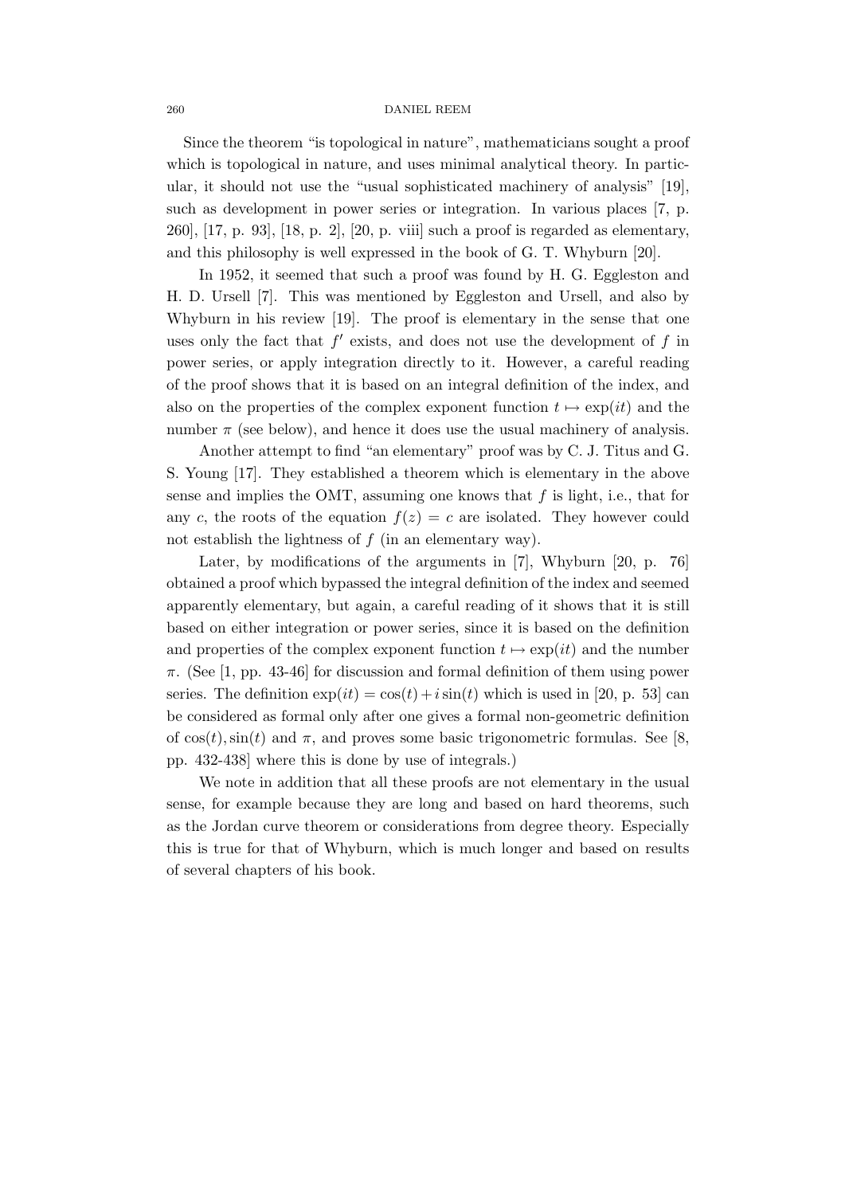Since the theorem "is topological in nature", mathematicians sought a proof which is topological in nature, and uses minimal analytical theory. In particular, it should not use the "usual sophisticated machinery of analysis" [19], such as development in power series or integration. In various places [7, p. 260], [17, p. 93], [18, p. 2], [20, p. viii] such a proof is regarded as elementary, and this philosophy is well expressed in the book of G. T. Whyburn [20].

In 1952, it seemed that such a proof was found by H. G. Eggleston and H. D. Ursell [7]. This was mentioned by Eggleston and Ursell, and also by Whyburn in his review [19]. The proof is elementary in the sense that one uses only the fact that $f'$ exists, and does not use the development of $f$ in power series, or apply integration directly to it. However, a careful reading of the proof shows that it is based on an integral definition of the index, and also on the properties of the complex exponent function $t \mapsto \exp(it)$ and the number $\pi$ (see below), and hence it does use the usual machinery of analysis.

Another attempt to find "an elementary" proof was by C. J. Titus and G. S. Young [17]. They established a theorem which is elementary in the above sense and implies the OMT, assuming one knows that $f$ is light, i.e., that for any $c$, the roots of the equation $f(z) = c$ are isolated. They however could not establish the lightness of $f$ (in an elementary way).

Later, by modifications of the arguments in [7], Whyburn [20, p. 76] obtained a proof which bypassed the integral definition of the index and seemed apparently elementary, but again, a careful reading of it shows that it is still based on either integration or power series, since it is based on the definition and properties of the complex exponent function $t \mapsto \exp(it)$ and the number $\pi$. (See [1, pp. 43-46] for discussion and formal definition of them using power series. The definition $\exp(it) = \cos(t) + i\sin(t)$ which is used in [20, p. 53] can be considered as formal only after one gives a formal non-geometric definition of $\cos(t), \sin(t)$ and $\pi$, and proves some basic trigonometric formulas. See [8, pp. 432-438] where this is done by use of integrals.)

We note in addition that all these proofs are not elementary in the usual sense, for example because they are long and based on hard theorems, such as the Jordan curve theorem or considerations from degree theory. Especially this is true for that of Whyburn, which is much longer and based on results of several chapters of his book.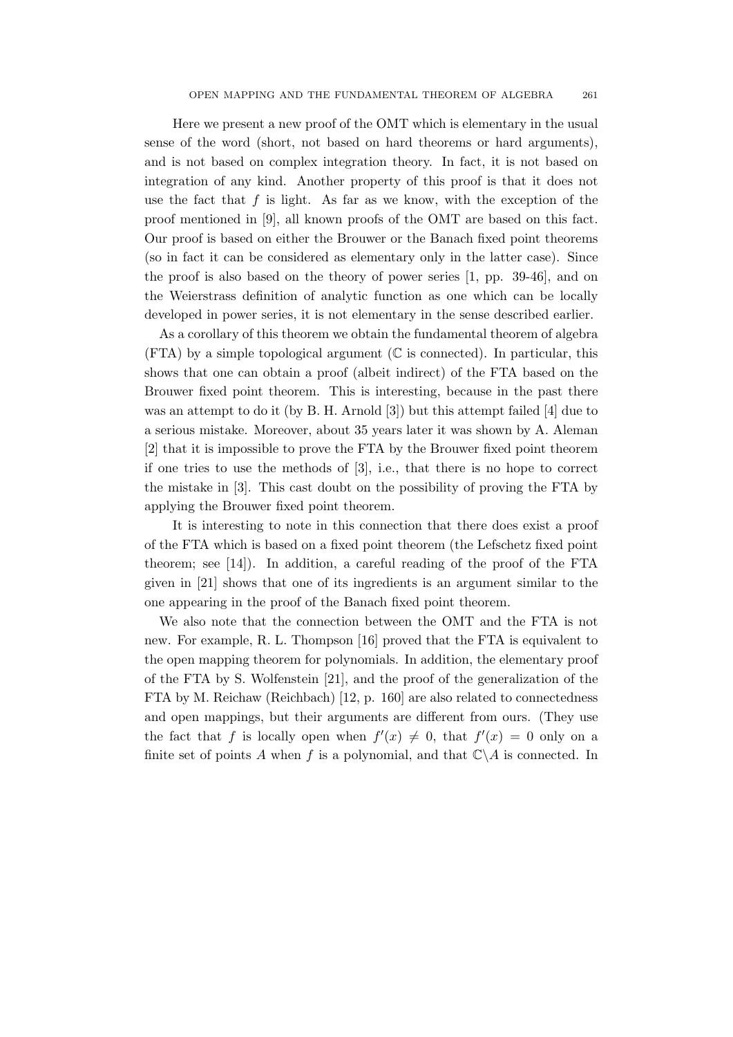Here we present a new proof of the OMT which is elementary in the usual sense of the word (short, not based on hard theorems or hard arguments), and is not based on complex integration theory. In fact, it is not based on integration of any kind. Another property of this proof is that it does not use the fact that $f$ is light. As far as we know, with the exception of the proof mentioned in [9], all known proofs of the OMT are based on this fact. Our proof is based on either the Brouwer or the Banach fixed point theorems (so in fact it can be considered as elementary only in the latter case). Since the proof is also based on the theory of power series [1, pp. 39-46], and on the Weierstrass definition of analytic function as one which can be locally developed in power series, it is not elementary in the sense described earlier.

As a corollary of this theorem we obtain the fundamental theorem of algebra (FTA) by a simple topological argument ($\mathbb{C}$ is connected). In particular, this shows that one can obtain a proof (albeit indirect) of the FTA based on the Brouwer fixed point theorem. This is interesting, because in the past there was an attempt to do it (by B. H. Arnold [3]) but this attempt failed [4] due to a serious mistake. Moreover, about 35 years later it was shown by A. Aleman [2] that it is impossible to prove the FTA by the Brouwer fixed point theorem if one tries to use the methods of [3], i.e., that there is no hope to correct the mistake in [3]. This cast doubt on the possibility of proving the FTA by applying the Brouwer fixed point theorem.

It is interesting to note in this connection that there does exist a proof of the FTA which is based on a fixed point theorem (the Lefschetz fixed point theorem; see [14]). In addition, a careful reading of the proof of the FTA given in [21] shows that one of its ingredients is an argument similar to the one appearing in the proof of the Banach fixed point theorem.

We also note that the connection between the OMT and the FTA is not new. For example, R. L. Thompson [16] proved that the FTA is equivalent to the open mapping theorem for polynomials. In addition, the elementary proof of the FTA by S. Wolfenstein [21], and the proof of the generalization of the FTA by M. Reichaw (Reichbach) [12, p. 160] are also related to connectedness and open mappings, but their arguments are different from ours. (They use the fact that $f$ is locally open when $f'(x) \neq 0$, that $f'(x) = 0$ only on a finite set of points $A$ when $f$ is a polynomial, and that $\mathbb{C} \backslash A$ is connected. In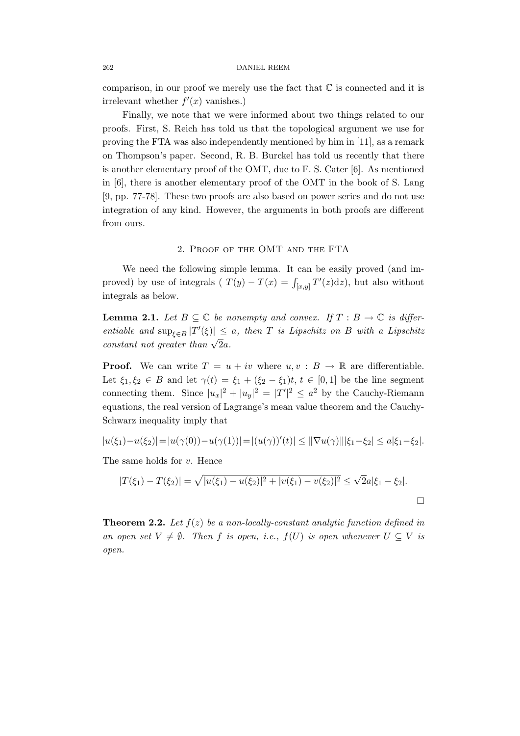comparison, in our proof we merely use the fact that $\mathbb{C}$ is connected and it is irrelevant whether $f'(x)$ vanishes.)

Finally, we note that we were informed about two things related to our proofs. First, S. Reich has told us that the topological argument we use for proving the FTA was also independently mentioned by him in [11], as a remark on Thompson's paper. Second, R. B. Burckel has told us recently that there is another elementary proof of the OMT, due to F. S. Cater [6]. As mentioned in [6], there is another elementary proof of the OMT in the book of S. Lang [9, pp. 77-78]. These two proofs are also based on power series and do not use integration of any kind. However, the arguments in both proofs are different from ours.

## 2. Proof of the OMT and the FTA

We need the following simple lemma. It can be easily proved (and improved) by use of integrals ( $T(y) - T(x) = \int_{[x,y]} T'(z)\mathrm{d}z$), but also without integrals as below.

**Lemma 2.1.** *Let $B \subseteq \mathbb{C}$ be nonempty and convex. If $T : B \to \mathbb{C}$ is differentiable and $\sup_{\xi \in B} |T'(\xi)| \leq a$, then $T$ is Lipschitz on $B$ with a Lipschitz constant not greater than $\sqrt{2}a$.*

**Proof.** We can write $T = u + iv$ where $u, v : B \to \mathbb{R}$ are differentiable. Let $\xi_1, \xi_2 \in B$ and let $\gamma(t) = \xi_1 + (\xi_2 - \xi_1)t$, $t \in [0,1]$ be the line segment connecting them. Since $|u_x|^2 + |u_y|^2 = |T'|^2 \leq a^2$ by the Cauchy-Riemann equations, the real version of Lagrange's mean value theorem and the Cauchy-Schwarz inequality imply that

$$|u(\xi_1) - u(\xi_2)| = |u(\gamma(0)) - u(\gamma(1))| = |(u(\gamma))'(t)| \leq \|\nabla u(\gamma)\| |\xi_1 - \xi_2| \leq a|\xi_1 - \xi_2|.$$

The same holds for $v$. Hence

$$|T(\xi_1) - T(\xi_2)| = \sqrt{|u(\xi_1) - u(\xi_2)|^2 + |v(\xi_1) - v(\xi_2)|^2} \leq \sqrt{2}a|\xi_1 - \xi_2|.$$

$\square$

**Theorem 2.2.** *Let $f(z)$ be a non-locally-constant analytic function defined in an open set $V \neq \emptyset$. Then $f$ is open, i.e., $f(U)$ is open whenever $U \subseteq V$ is open.*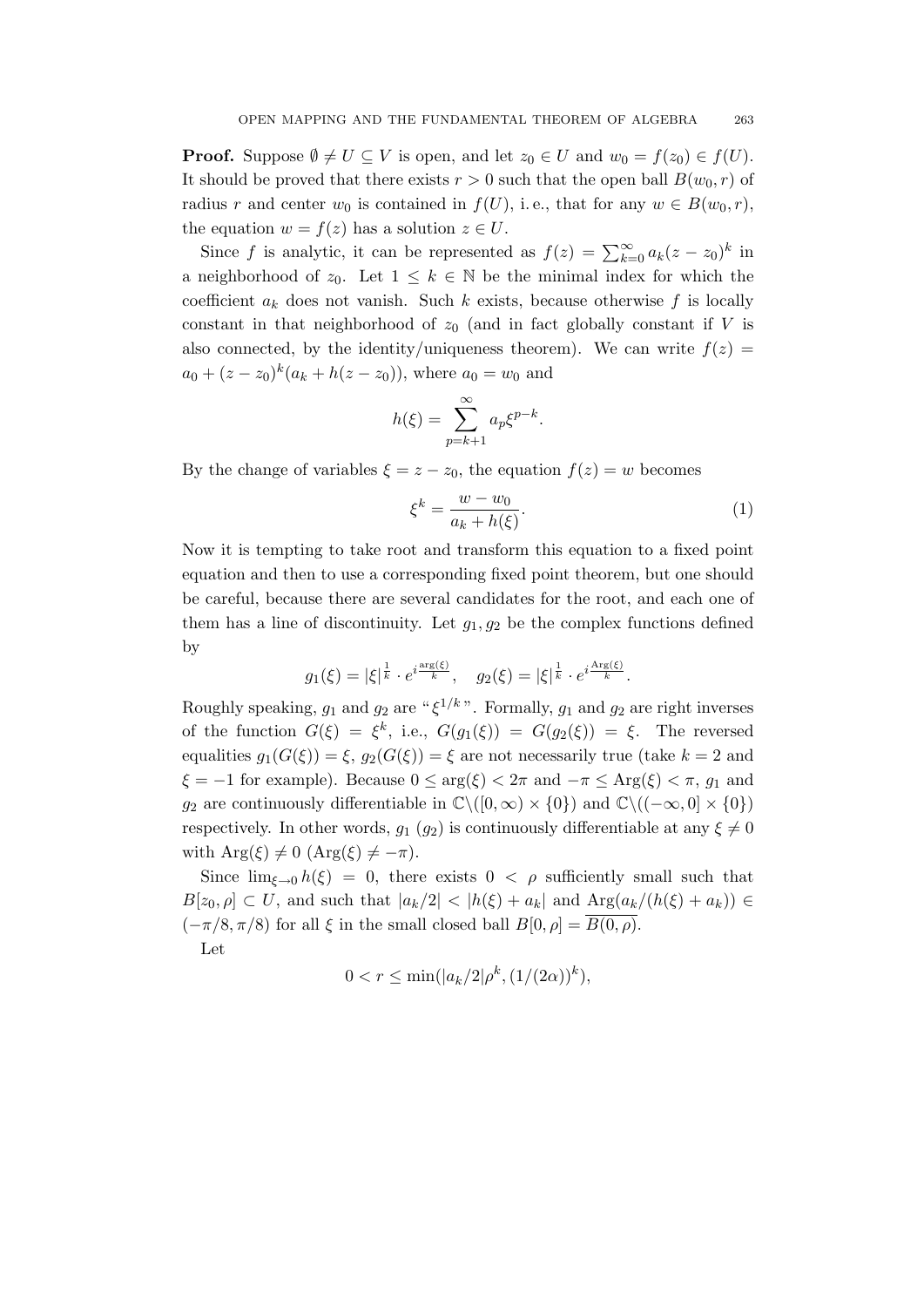**Proof.** Suppose $\emptyset \neq U \subseteq V$ is open, and let $z_0 \in U$ and $w_0 = f(z_0) \in f(U)$. It should be proved that there exists $r > 0$ such that the open ball $B(w_0, r)$ of radius $r$ and center $w_0$ is contained in $f(U)$, i.e., that for any $w \in B(w_0, r)$, the equation $w = f(z)$ has a solution $z \in U$.

Since $f$ is analytic, it can be represented as $f(z) = \sum_{k=0}^{\infty} a_k (z - z_0)^k$ in a neighborhood of $z_0$. Let $1 \leq k \in \mathbb{N}$ be the minimal index for which the coefficient $a_k$ does not vanish. Such $k$ exists, because otherwise $f$ is locally constant in that neighborhood of $z_0$ (and in fact globally constant if $V$ is also connected, by the identity/uniqueness theorem). We can write $f(z) = a_0 + (z - z_0)^k (a_k + h(z - z_0))$, where $a_0 = w_0$ and

$$h(\xi) = \sum_{p=k+1}^{\infty} a_p \xi^{p-k}.$$

By the change of variables $\xi = z - z_0$, the equation $f(z) = w$ becomes

$$\xi^k = \frac{w - w_0}{a_k + h(\xi)}. \tag{1}$$

Now it is tempting to take root and transform this equation to a fixed point equation and then to use a corresponding fixed point theorem, but one should be careful, because there are several candidates for the root, and each one of them has a line of discontinuity. Let $g_1, g_2$ be the complex functions defined by

$$g_1(\xi) = |\xi|^{\frac{1}{k}} \cdot e^{i \frac{\arg(\xi)}{k}}, \quad g_2(\xi) = |\xi|^{\frac{1}{k}} \cdot e^{i \frac{\mathrm{Arg}(\xi)}{k}}.$$

Roughly speaking, $g_1$ and $g_2$ are "$\xi^{1/k}$". Formally, $g_1$ and $g_2$ are right inverses of the function $G(\xi) = \xi^k$, i.e., $G(g_1(\xi)) = G(g_2(\xi)) = \xi$. The reversed equalities $g_1(G(\xi)) = \xi$, $g_2(G(\xi)) = \xi$ are not necessarily true (take $k = 2$ and $\xi = -1$ for example). Because $0 \leq \arg(\xi) < 2\pi$ and $-\pi \leq \mathrm{Arg}(\xi) < \pi$, $g_1$ and $g_2$ are continuously differentiable in $\mathbb{C} \backslash ([0, \infty) \times \{0\})$ and $\mathbb{C} \backslash ((-\infty, 0] \times \{0\})$ respectively. In other words, $g_1$ ($g_2$) is continuously differentiable at any $\xi \neq 0$ with $\mathrm{Arg}(\xi) \neq 0$ ($\mathrm{Arg}(\xi) \neq -\pi$).

Since $\lim_{\xi \to 0} h(\xi) = 0$, there exists $0 < \rho$ sufficiently small such that $B[z_0, \rho] \subset U$, and such that $|a_k/2| < |h(\xi) + a_k|$ and $\mathrm{Arg}(a_k/(h(\xi) + a_k)) \in (-\pi/8, \pi/8)$ for all $\xi$ in the small closed ball $B[0, \rho] = \overline{B(0, \rho)}$.

Let

$$0 < r \leq \min(|a_k/2|\rho^k, (1/(2\alpha))^k),$$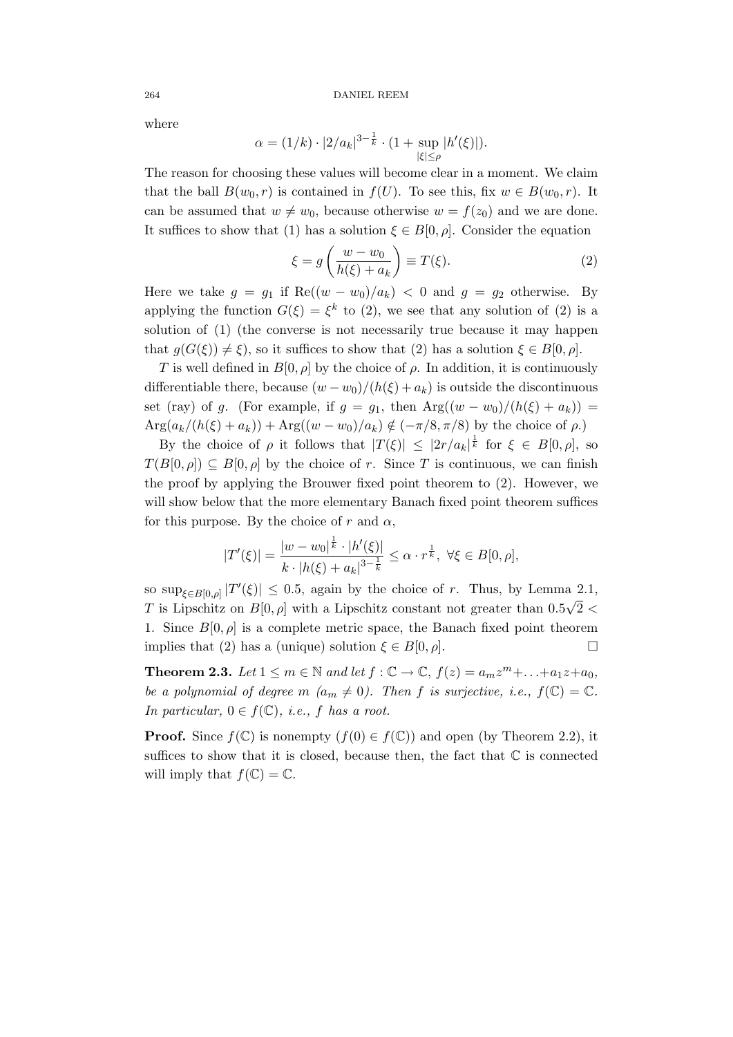where

$$\alpha = (1/k) \cdot |2/a_k|^{3-\frac{1}{k}} \cdot (1 + \sup_{|\xi| \leq \rho} |h'(\xi)|).$$

The reason for choosing these values will become clear in a moment. We claim that the ball $B(w_0, r)$ is contained in $f(U)$. To see this, fix $w \in B(w_0, r)$. It can be assumed that $w \neq w_0$, because otherwise $w = f(z_0)$ and we are done. It suffices to show that (1) has a solution $\xi \in B[0, \rho]$. Consider the equation

$$\xi = g\left(\frac{w - w_0}{h(\xi) + a_k}\right) \equiv T(\xi). \tag{2}$$

Here we take $g = g_1$ if $\mathrm{Re}((w - w_0)/a_k) < 0$ and $g = g_2$ otherwise. By applying the function $G(\xi) = \xi^k$ to (2), we see that any solution of (2) is a solution of (1) (the converse is not necessarily true because it may happen that $g(G(\xi)) \neq \xi$), so it suffices to show that (2) has a solution $\xi \in B[0, \rho]$.

$T$ is well defined in $B[0, \rho]$ by the choice of $\rho$. In addition, it is continuously differentiable there, because $(w - w_0)/(h(\xi) + a_k)$ is outside the discontinuous set (ray) of $g$. (For example, if $g = g_1$, then $\mathrm{Arg}((w - w_0)/(h(\xi) + a_k)) = \mathrm{Arg}(a_k/(h(\xi) + a_k)) + \mathrm{Arg}((w - w_0)/a_k) \notin (-\pi/8, \pi/8)$ by the choice of $\rho$.)

By the choice of $\rho$ it follows that $|T(\xi)| \leq |2r/a_k|^{\frac{1}{k}}$ for $\xi \in B[0, \rho]$, so $T(B[0, \rho]) \subseteq B[0, \rho]$ by the choice of $r$. Since $T$ is continuous, we can finish the proof by applying the Brouwer fixed point theorem to (2). However, we will show below that the more elementary Banach fixed point theorem suffices for this purpose. By the choice of $r$ and $\alpha$,

$$|T'(\xi)| = \frac{|w - w_0|^{\frac{1}{k}} \cdot |h'(\xi)|}{k \cdot |h(\xi) + a_k|^{3-\frac{1}{k}}} \leq \alpha \cdot r^{\frac{1}{k}}, \ \forall \xi \in B[0, \rho],$$

so $\sup_{\xi \in B[0,\rho]} |T'(\xi)| \leq 0.5$, again by the choice of $r$. Thus, by Lemma 2.1, $T$ is Lipschitz on $B[0, \rho]$ with a Lipschitz constant not greater than $0.5\sqrt{2} < 1$. Since $B[0, \rho]$ is a complete metric space, the Banach fixed point theorem implies that (2) has a (unique) solution $\xi \in B[0, \rho]$. □

**Theorem 2.3.** *Let $1 \leq m \in \mathbb{N}$ and let $f : \mathbb{C} \to \mathbb{C}$, $f(z) = a_m z^m + \ldots + a_1 z + a_0$, be a polynomial of degree $m$ ($a_m \neq 0$). Then $f$ is surjective, i.e., $f(\mathbb{C}) = \mathbb{C}$. In particular, $0 \in f(\mathbb{C})$, i.e., $f$ has a root.*

**Proof.** Since $f(\mathbb{C})$ is nonempty ($f(0) \in f(\mathbb{C})$) and open (by Theorem 2.2), it suffices to show that it is closed, because then, the fact that $\mathbb{C}$ is connected will imply that $f(\mathbb{C}) = \mathbb{C}$.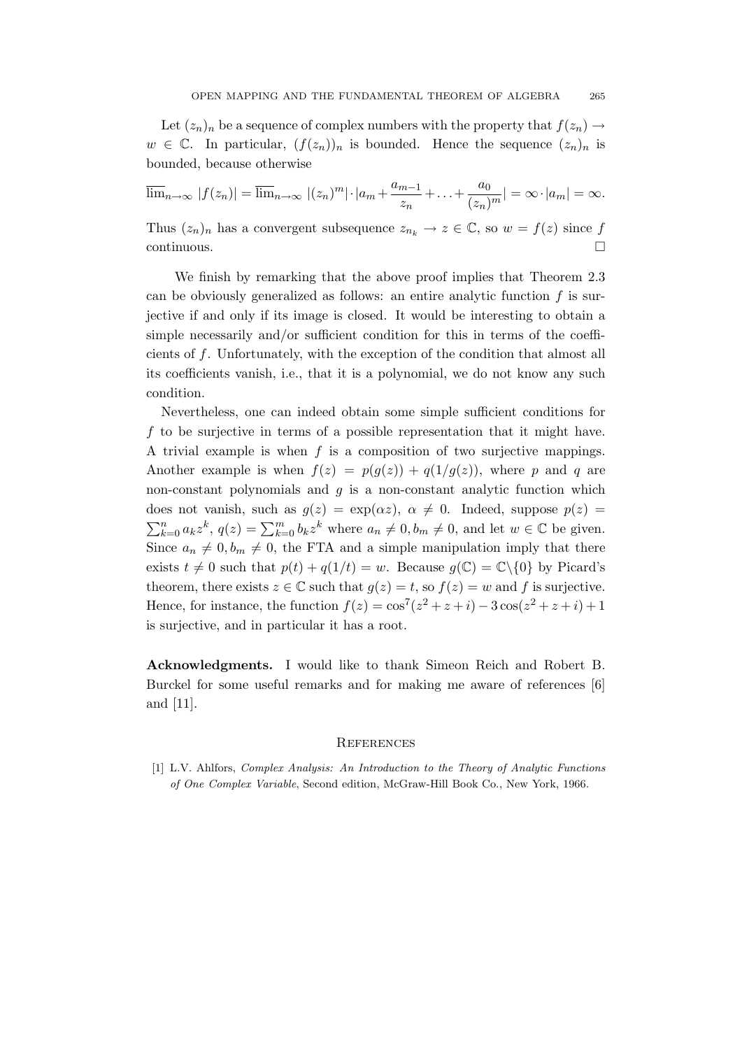Let $(z_n)_n$ be a sequence of complex numbers with the property that $f(z_n) \to w \in \mathbb{C}$. In particular, $(f(z_n))_n$ is bounded. Hence the sequence $(z_n)_n$ is bounded, because otherwise

$$\overline{\lim}_{n\to\infty} |f(z_n)| = \overline{\lim}_{n\to\infty} |(z_n)^m| \cdot |a_m + \frac{a_{m-1}}{z_n} + \ldots + \frac{a_0}{(z_n)^m}| = \infty \cdot |a_m| = \infty.$$

Thus $(z_n)_n$ has a convergent subsequence $z_{n_k} \to z \in \mathbb{C}$, so $w = f(z)$ since $f$ continuous. $\square$

We finish by remarking that the above proof implies that Theorem 2.3 can be obviously generalized as follows: an entire analytic function $f$ is surjective if and only if its image is closed. It would be interesting to obtain a simple necessarily and/or sufficient condition for this in terms of the coefficients of $f$. Unfortunately, with the exception of the condition that almost all its coefficients vanish, i.e., that it is a polynomial, we do not know any such condition.

Nevertheless, one can indeed obtain some simple sufficient conditions for $f$ to be surjective in terms of a possible representation that it might have. A trivial example is when $f$ is a composition of two surjective mappings. Another example is when $f(z) = p(g(z)) + q(1/g(z))$, where $p$ and $q$ are non-constant polynomials and $g$ is a non-constant analytic function which does not vanish, such as $g(z) = \exp(\alpha z)$, $\alpha \neq 0$. Indeed, suppose $p(z) = \sum_{k=0}^{n} a_k z^k$, $q(z) = \sum_{k=0}^{m} b_k z^k$ where $a_n \neq 0, b_m \neq 0$, and let $w \in \mathbb{C}$ be given. Since $a_n \neq 0, b_m \neq 0$, the FTA and a simple manipulation imply that there exists $t \neq 0$ such that $p(t) + q(1/t) = w$. Because $g(\mathbb{C}) = \mathbb{C}\backslash\{0\}$ by Picard's theorem, there exists $z \in \mathbb{C}$ such that $g(z) = t$, so $f(z) = w$ and $f$ is surjective. Hence, for instance, the function $f(z) = \cos^7(z^2 + z + i) - 3\cos(z^2 + z + i) + 1$ is surjective, and in particular it has a root.

**Acknowledgments.** I would like to thank Simeon Reich and Robert B. Burckel for some useful remarks and for making me aware of references [6] and [11].

## References

[1] L.V. Ahlfors, *Complex Analysis: An Introduction to the Theory of Analytic Functions of One Complex Variable*, Second edition, McGraw-Hill Book Co., New York, 1966.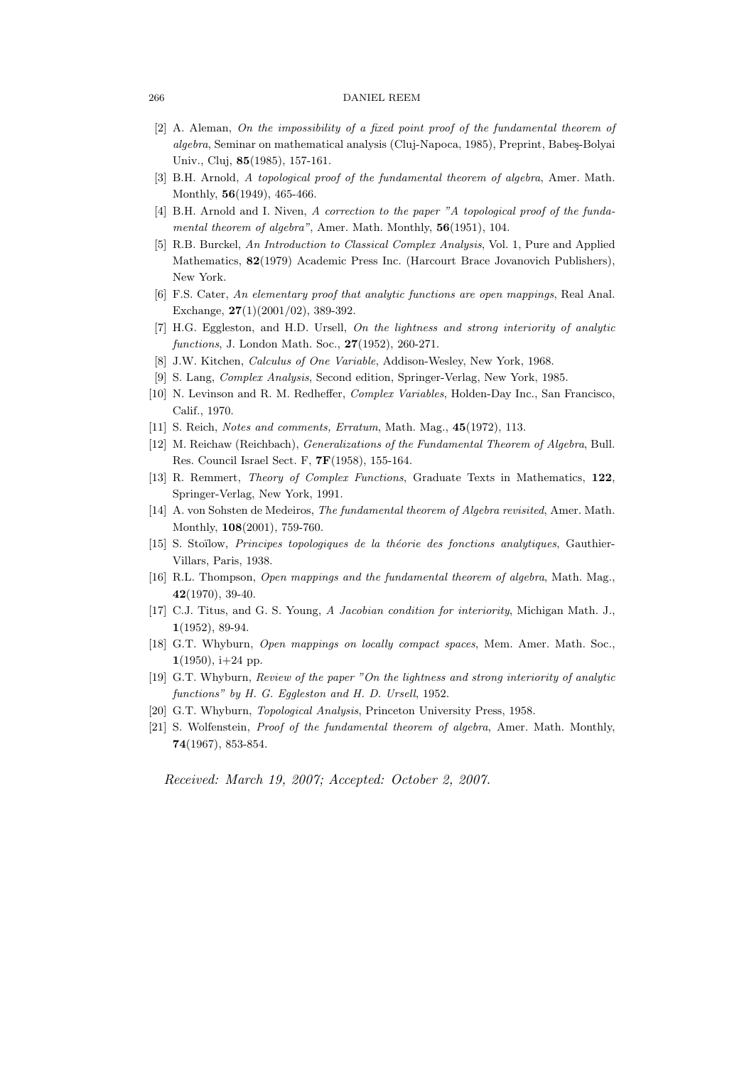[2] A. Aleman, *On the impossibility of a fixed point proof of the fundamental theorem of algebra*, Seminar on mathematical analysis (Cluj-Napoca, 1985), Preprint, Babeş-Bolyai Univ., Cluj, **85**(1985), 157-161.

[3] B.H. Arnold, *A topological proof of the fundamental theorem of algebra*, Amer. Math. Monthly, **56**(1949), 465-466.

[4] B.H. Arnold and I. Niven, *A correction to the paper "A topological proof of the fundamental theorem of algebra"*, Amer. Math. Monthly, **56**(1951), 104.

[5] R.B. Burckel, *An Introduction to Classical Complex Analysis*, Vol. 1, Pure and Applied Mathematics, **82**(1979) Academic Press Inc. (Harcourt Brace Jovanovich Publishers), New York.

[6] F.S. Cater, *An elementary proof that analytic functions are open mappings*, Real Anal. Exchange, **27**(1)(2001/02), 389-392.

[7] H.G. Eggleston, and H.D. Ursell, *On the lightness and strong interiority of analytic functions*, J. London Math. Soc., **27**(1952), 260-271.

[8] J.W. Kitchen, *Calculus of One Variable*, Addison-Wesley, New York, 1968.

[9] S. Lang, *Complex Analysis*, Second edition, Springer-Verlag, New York, 1985.

[10] N. Levinson and R. M. Redheffer, *Complex Variables*, Holden-Day Inc., San Francisco, Calif., 1970.

[11] S. Reich, *Notes and comments, Erratum*, Math. Mag., **45**(1972), 113.

[12] M. Reichaw (Reichbach), *Generalizations of the Fundamental Theorem of Algebra*, Bull. Res. Council Israel Sect. F, **7F**(1958), 155-164.

[13] R. Remmert, *Theory of Complex Functions*, Graduate Texts in Mathematics, **122**, Springer-Verlag, New York, 1991.

[14] A. von Sohsten de Medeiros, *The fundamental theorem of Algebra revisited*, Amer. Math. Monthly, **108**(2001), 759-760.

[15] S. Stoïlow, *Principes topologiques de la théorie des fonctions analytiques*, Gauthier-Villars, Paris, 1938.

[16] R.L. Thompson, *Open mappings and the fundamental theorem of algebra*, Math. Mag., **42**(1970), 39-40.

[17] C.J. Titus, and G. S. Young, *A Jacobian condition for interiority*, Michigan Math. J., **1**(1952), 89-94.

[18] G.T. Whyburn, *Open mappings on locally compact spaces*, Mem. Amer. Math. Soc., **1**(1950), i+24 pp.

[19] G.T. Whyburn, *Review of the paper "On the lightness and strong interiority of analytic functions" by H. G. Eggleston and H. D. Ursell*, 1952.

[20] G.T. Whyburn, *Topological Analysis*, Princeton University Press, 1958.

[21] S. Wolfenstein, *Proof of the fundamental theorem of algebra*, Amer. Math. Monthly, **74**(1967), 853-854.

*Received: March 19, 2007; Accepted: October 2, 2007.*